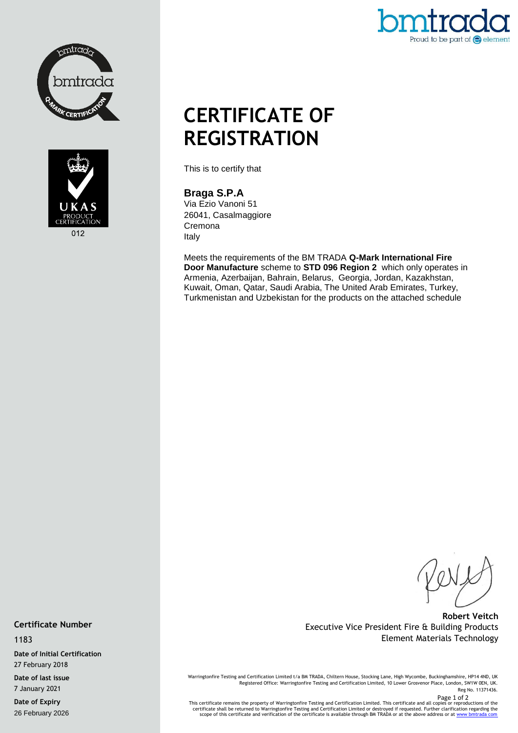# CERTIFICATE OF REGISTRATION

This is to certify that

**Braga S.P.A**
Via Ezio Vanoni 51
26041, Casalmaggiore
Cremona
Italy

Meets the requirements of the BM TRADA **Q-Mark International Fire Door Manufacture** scheme to **STD 096 Region 2** which only operates in Armenia, Azerbaijan, Bahrain, Belarus, Georgia, Jordan, Kazakhstan, Kuwait, Oman, Qatar, Saudi Arabia, The United Arab Emirates, Turkey, Turkmenistan and Uzbekistan for the products on the attached schedule

UKAS PRODUCT CERTIFICATION
012

**Robert Veitch**
Executive Vice President Fire & Building Products
Element Materials Technology

**Certificate Number**
1183

**Date of Initial Certification**
27 February 2018

**Date of last issue**
7 January 2021

**Date of Expiry**
26 February 2026

Warringtonfire Testing and Certification Limited t/a BM TRADA, Chiltern House, Stocking Lane, High Wycombe, Buckinghamshire, HP14 4ND, UK
Registered Office: Warringtonfire Testing and Certification Limited, 10 Lower Grosvenor Place, London, SW1W 0EN, UK.
Reg No. 11371436.

This certificate remains the property of Warringtonfire Testing and Certification Limited. This certificate and all copies or reproductions of the certificate shall be returned to Warringtonfire Testing and Certification Limited or destroyed if requested. Further clarification regarding the scope of this certificate and verification of the certificate is available through BM TRADA or at the above address or at www.bmtrada.com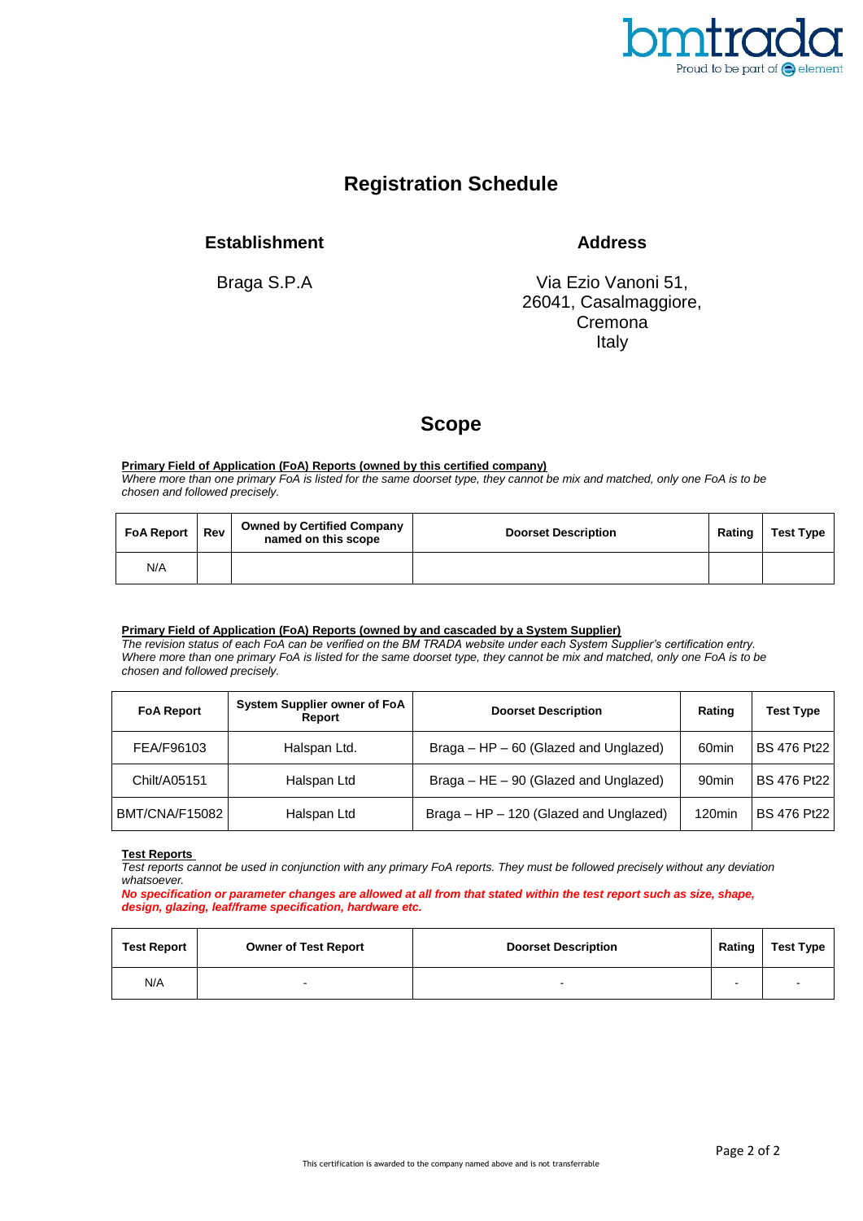# Registration Schedule

| Establishment | Address |
|---|---|
| Braga S.P.A | Via Ezio Vanoni 51, 26041, Casalmaggiore, Cremona Italy |

## Scope

**Primary Field of Application (FoA) Reports (owned by this certified company)**

*Where more than one primary FoA is listed for the same doorset type, they cannot be mix and matched, only one FoA is to be chosen and followed precisely.*

| FoA Report | Rev | Owned by Certified Company named on this scope | Doorset Description | Rating | Test Type |
|---|---|---|---|---|---|
| N/A | | | | | |

**Primary Field of Application (FoA) Reports (owned by and cascaded by a System Supplier)**

*The revision status of each FoA can be verified on the BM TRADA website under each System Supplier's certification entry. Where more than one primary FoA is listed for the same doorset type, they cannot be mix and matched, only one FoA is to be chosen and followed precisely.*

| FoA Report | System Supplier owner of FoA Report | Doorset Description | Rating | Test Type |
|---|---|---|---|---|
| FEA/F96103 | Halspan Ltd. | Braga – HP – 60 (Glazed and Unglazed) | 60min | BS 476 Pt22 |
| Chilt/A05151 | Halspan Ltd | Braga – HE – 90 (Glazed and Unglazed) | 90min | BS 476 Pt22 |
| BMT/CNA/F15082 | Halspan Ltd | Braga – HP – 120 (Glazed and Unglazed) | 120min | BS 476 Pt22 |

**Test Reports**

*Test reports cannot be used in conjunction with any primary FoA reports. They must be followed precisely without any deviation whatsoever.*

***No specification or parameter changes are allowed at all from that stated within the test report such as size, shape, design, glazing, leaf/frame specification, hardware etc.***

| Test Report | Owner of Test Report | Doorset Description | Rating | Test Type |
|---|---|---|---|---|
| N/A | - | - | - | - |

This certification is awarded to the company named above and is not transferrable